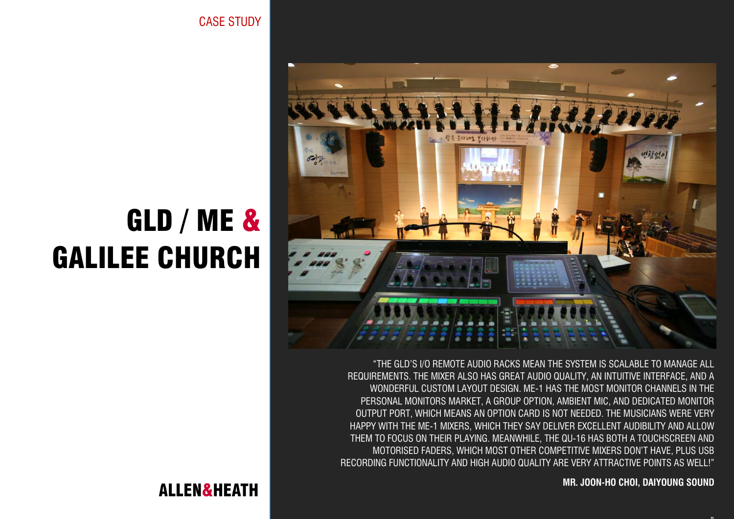CASE STUDY

# GLD / ME & GALILEE CHURCH

"THE GLD'S I/O REMOTE AUDIO RACKS MEAN THE SYSTEM IS SCALABLE TO MANAGE ALL REQUIREMENTS. THE MIXER ALSO HAS GREAT AUDIO QUALITY, AN INTUITIVE INTERFACE, AND A WONDERFUL CUSTOM LAYOUT DESIGN. ME-1 HAS THE MOST MONITOR CHANNELS IN THE PERSONAL MONITORS MARKET, A GROUP OPTION, AMBIENT MIC, AND DEDICATED MONITOR OUTPUT PORT, WHICH MEANS AN OPTION CARD IS NOT NEEDED. THE MUSICIANS WERE VERY HAPPY WITH THE ME-1 MIXERS, WHICH THEY SAY DELIVER EXCELLENT AUDIBILITY AND ALLOW THEM TO FOCUS ON THEIR PLAYING. MEANWHILE, THE QU-16 HAS BOTH A TOUCHSCREEN AND MOTORISED FADERS, WHICH MOST OTHER COMPETITIVE MIXERS DON'T HAVE, PLUS USB RECORDING FUNCTIONALITY AND HIGH AUDIO QUALITY ARE VERY ATTRACTIVE POINTS AS WELL!"

**MR. JOON-HO CHOI, DAIYOUNG SOUND**

ALLEN&HEATH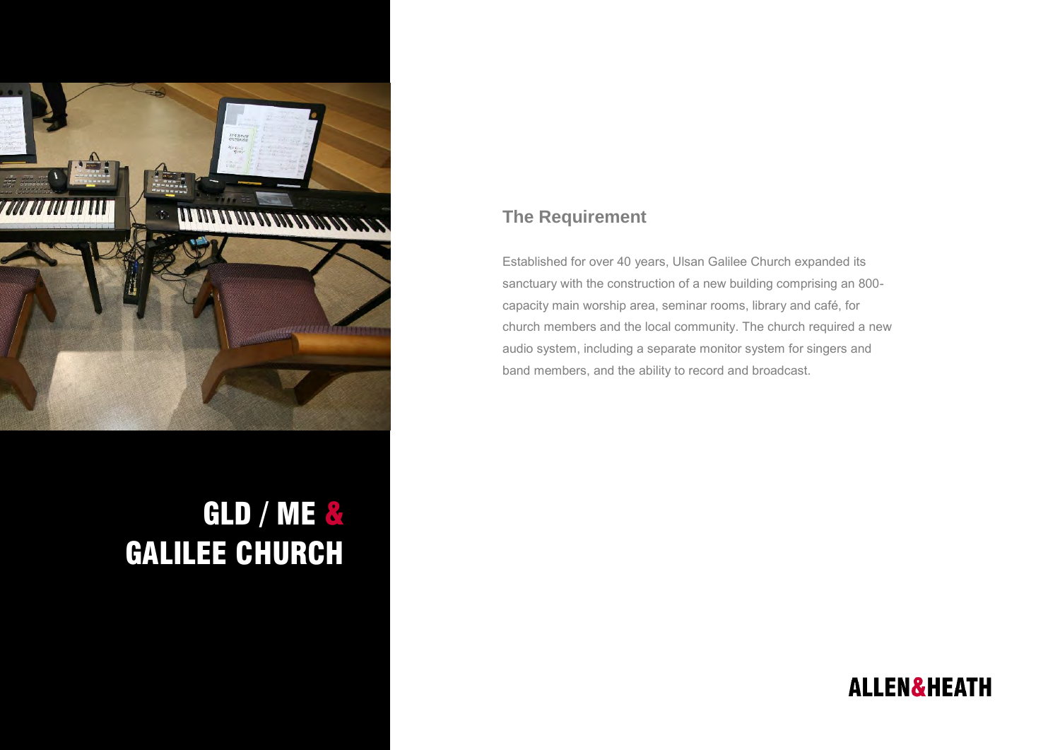# GLD / ME & GALILEE CHURCH

## The Requirement

Established for over 40 years, Ulsan Galilee Church expanded its sanctuary with the construction of a new building comprising an 800-capacity main worship area, seminar rooms, library and café, for church members and the local community. The church required a new audio system, including a separate monitor system for singers and band members, and the ability to record and broadcast.

ALLEN&HEATH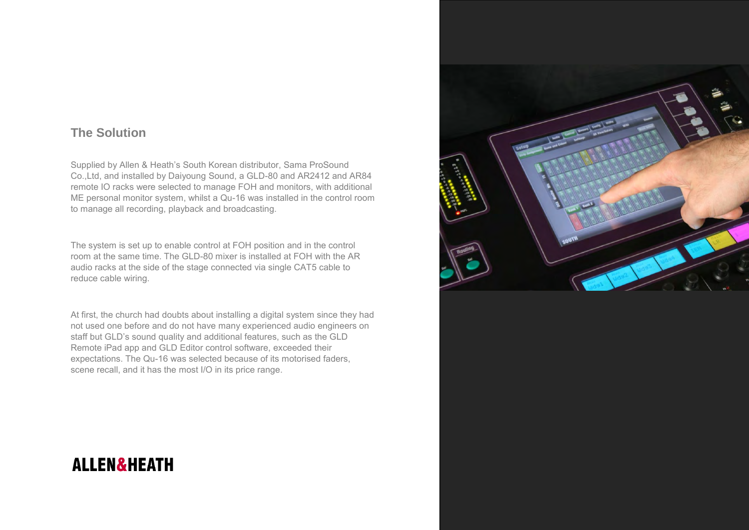## The Solution

Supplied by Allen & Heath's South Korean distributor, Sama ProSound Co.,Ltd, and installed by Daiyoung Sound, a GLD-80 and AR2412 and AR84 remote IO racks were selected to manage FOH and monitors, with additional ME personal monitor system, whilst a Qu-16 was installed in the control room to manage all recording, playback and broadcasting.

The system is set up to enable control at FOH position and in the control room at the same time. The GLD-80 mixer is installed at FOH with the AR audio racks at the side of the stage connected via single CAT5 cable to reduce cable wiring.

At first, the church had doubts about installing a digital system since they had not used one before and do not have many experienced audio engineers on staff but GLD's sound quality and additional features, such as the GLD Remote iPad app and GLD Editor control software, exceeded their expectations. The Qu-16 was selected because of its motorised faders, scene recall, and it has the most I/O in its price range.

ALLEN&HEATH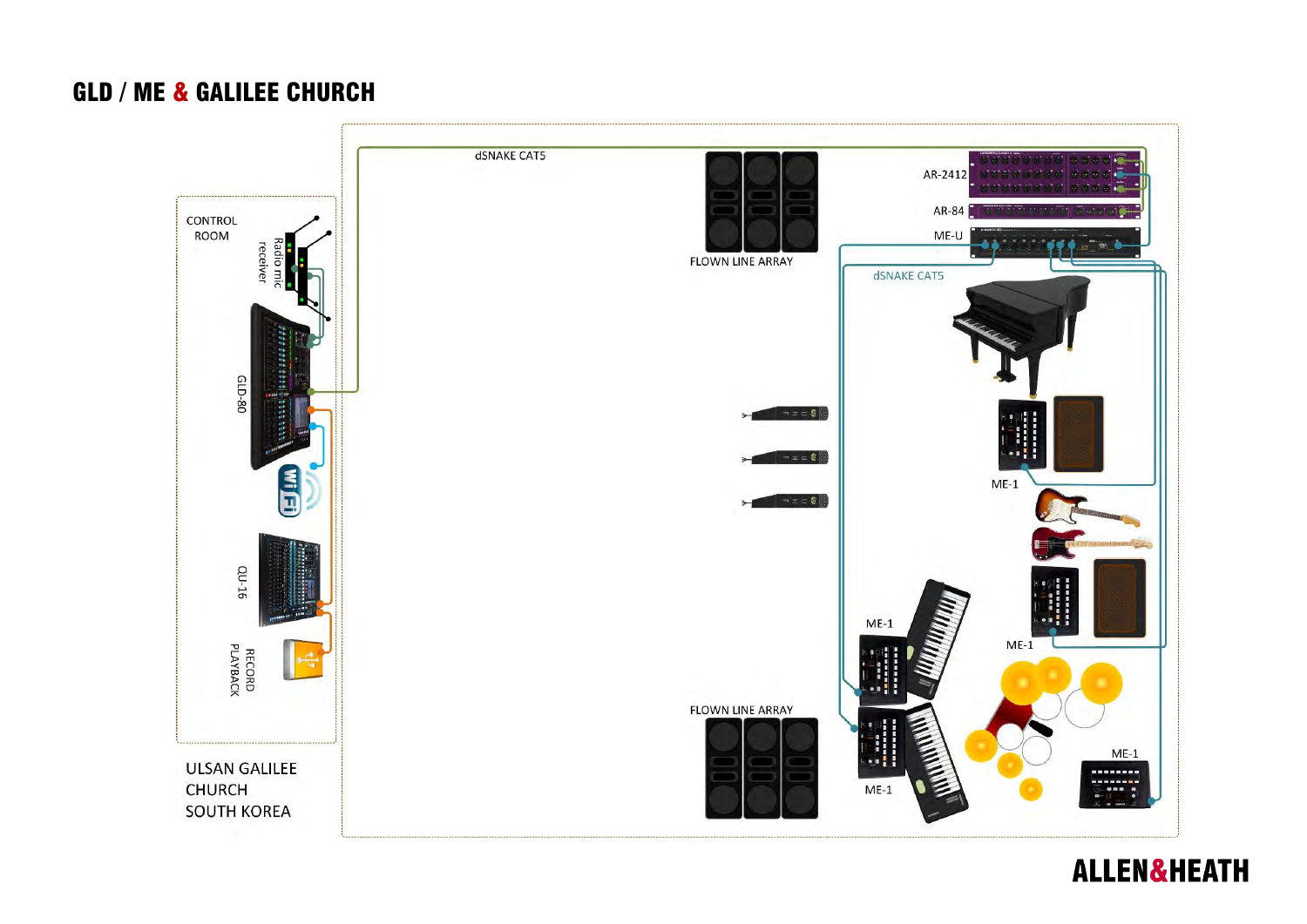# GLD / ME & GALILEE CHURCH

CONTROL ROOM

Radio mic receiver

GLD-80

QU-16

RECORD PLAYBACK

dSNAKE CAT5

FLOWN LINE ARRAY

AR-2412

AR-84

ME-U

dSNAKE CAT5

ME-1

ME-1

ME-1

ME-1

ME-1

FLOWN LINE ARRAY

ULSAN GALILEE CHURCH
SOUTH KOREA

ALLEN&HEATH